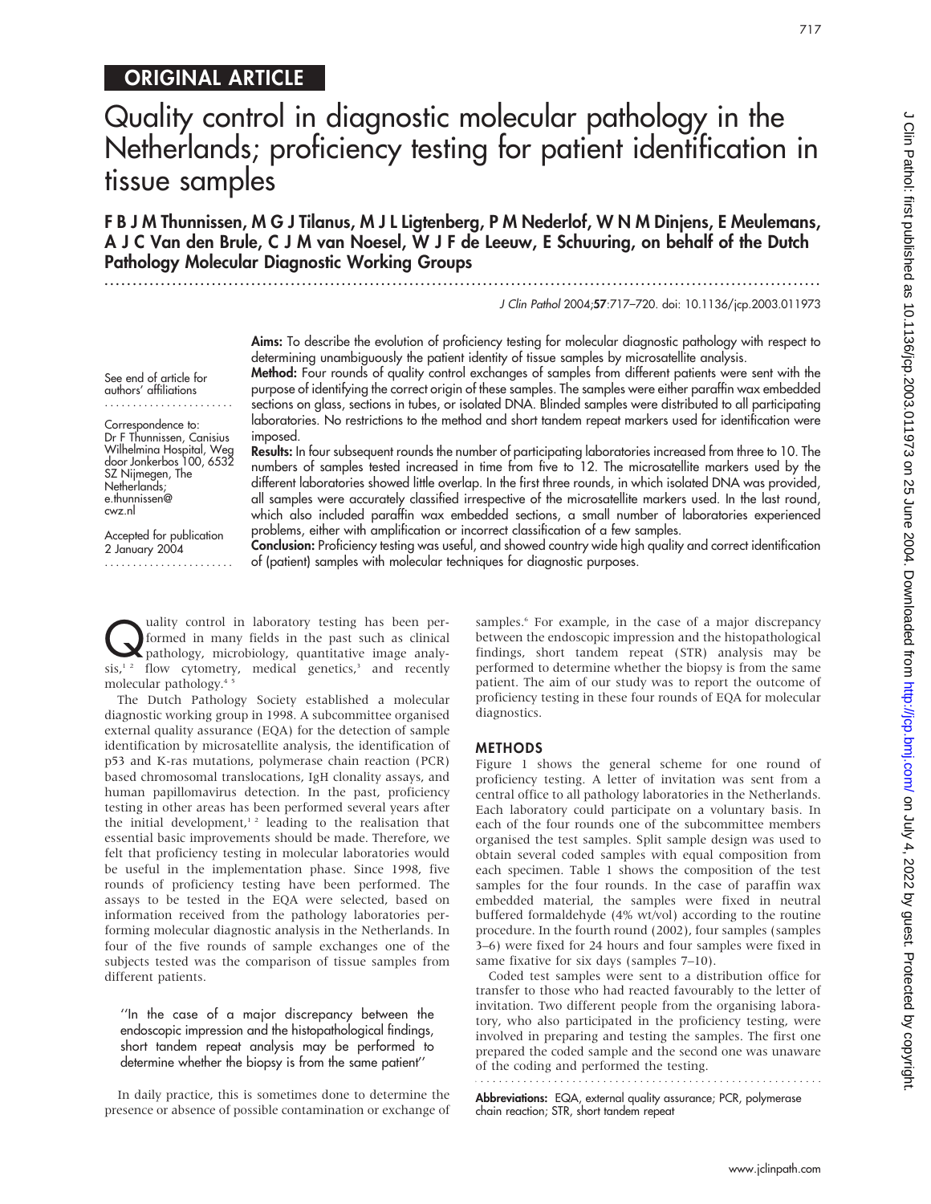ORIGINAL ARTICLE

# Quality control in diagnostic molecular pathology in the Netherlands; proficiency testing for patient identification in tissue samples

**F B J M Thunnissen, M G J Tilanus, M J L Ligtenberg, P M Nederlof, W N M Dinjens, E Meulemans, A J C Van den Brule, C J M van Noesel, W J F de Leeuw, E Schuuring, on behalf of the Dutch Pathology Molecular Diagnostic Working Groups**

*J Clin Pathol* 2004;**57**:717–720. doi: 10.1136/jcp.2003.011973

See end of article for authors' affiliations

Correspondence to: Dr F Thunnissen, Canisius Wilhelmina Hospital, Weg door Jonkerbos 100, 6532 SZ Nijmegen, The Netherlands; e.thunnissen@cwz.nl

Accepted for publication 2 January 2004

**Aims:** To describe the evolution of proficiency testing for molecular diagnostic pathology with respect to determining unambiguously the patient identity of tissue samples by microsatellite analysis.

**Method:** Four rounds of quality control exchanges of samples from different patients were sent with the purpose of identifying the correct origin of these samples. The samples were either paraffin wax embedded sections on glass, sections in tubes, or isolated DNA. Blinded samples were distributed to all participating laboratories. No restrictions to the method and short tandem repeat markers used for identification were imposed.

**Results:** In four subsequent rounds the number of participating laboratories increased from three to 10. The numbers of samples tested increased in time from five to 12. The microsatellite markers used by the different laboratories showed little overlap. In the first three rounds, in which isolated DNA was provided, all samples were accurately classified irrespective of the microsatellite markers used. In the last round, which also included paraffin wax embedded sections, a small number of laboratories experienced problems, either with amplification or incorrect classification of a few samples.

**Conclusion:** Proficiency testing was useful, and showed country wide high quality and correct identification of (patient) samples with molecular techniques for diagnostic purposes.

Quality control in laboratory testing has been performed in many fields in the past such as clinical pathology, microbiology, quantitative image analysis,[1,2] flow cytometry, medical genetics,[3] and recently molecular pathology.[4,5]

The Dutch Pathology Society established a molecular diagnostic working group in 1998. A subcommittee organised external quality assurance (EQA) for the detection of sample identification by microsatellite analysis, the identification of p53 and K-ras mutations, polymerase chain reaction (PCR) based chromosomal translocations, IgH clonality assays, and human papillomavirus detection. In the past, proficiency testing in other areas has been performed several years after the initial development,[1,2] leading to the realisation that essential basic improvements should be made. Therefore, we felt that proficiency testing in molecular laboratories would be useful in the implementation phase. Since 1998, five rounds of proficiency testing have been performed. The assays to be tested in the EQA were selected, based on information received from the pathology laboratories performing molecular diagnostic analysis in the Netherlands. In four of the five rounds of sample exchanges one of the subjects tested was the comparison of tissue samples from different patients.

> "In the case of a major discrepancy between the endoscopic impression and the histopathological findings, short tandem repeat analysis may be performed to determine whether the biopsy is from the same patient"

In daily practice, this is sometimes done to determine the presence or absence of possible contamination or exchange of samples.[6] For example, in the case of a major discrepancy between the endoscopic impression and the histopathological findings, short tandem repeat (STR) analysis may be performed to determine whether the biopsy is from the same patient. The aim of our study was to report the outcome of proficiency testing in these four rounds of EQA for molecular diagnostics.

## METHODS

Figure 1 shows the general scheme for one round of proficiency testing. A letter of invitation was sent from a central office to all pathology laboratories in the Netherlands. Each laboratory could participate on a voluntary basis. In each of the four rounds one of the subcommittee members organised the test samples. Split sample design was used to obtain several coded samples with equal composition from each specimen. Table 1 shows the composition of the test samples for the four rounds. In the case of paraffin wax embedded material, the samples were fixed in neutral buffered formaldehyde (4% wt/vol) according to the routine procedure. In the fourth round (2002), four samples (samples 3–6) were fixed for 24 hours and four samples were fixed in same fixative for six days (samples 7–10).

Coded test samples were sent to a distribution office for transfer to those who had reacted favourably to the letter of invitation. Two different people from the organising laboratory, who also participated in the proficiency testing, were involved in preparing and testing the samples. The first one prepared the coded sample and the second one was unaware of the coding and performed the testing.

**Abbreviations:** EQA, external quality assurance; PCR, polymerase chain reaction; STR, short tandem repeat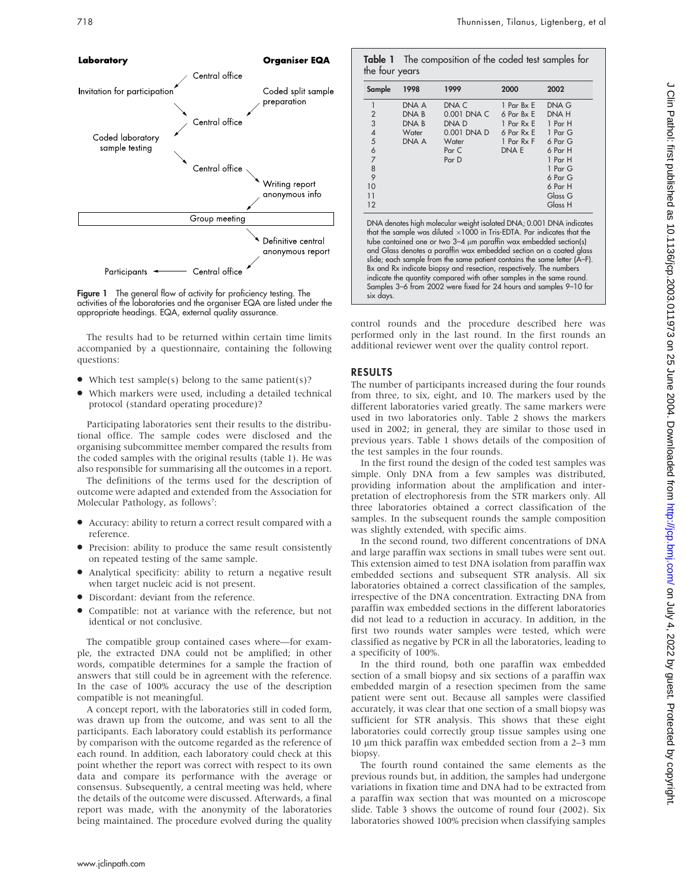Laboratory

Organiser EQA

Central office

Invitation for participation

Coded split sample preparation

Central office

Coded laboratory sample testing

Central office

Writing report anonymous info

Group meeting

Definitive central anonymous report

Participants

Central office

**Figure 1** The general flow of activity for proficiency testing. The activities of the laboratories and the organiser EQA are listed under the appropriate headings. EQA, external quality assurance.

The results had to be returned within certain time limits accompanied by a questionnaire, containing the following questions:

- Which test sample(s) belong to the same patient(s)?
- Which markers were used, including a detailed technical protocol (standard operating procedure)?

Participating laboratories sent their results to the distributional office. The sample codes were disclosed and the organising subcommittee member compared the results from the coded samples with the original results (table 1). He was also responsible for summarising all the outcomes in a report.

The definitions of the terms used for the description of outcome were adapted and extended from the Association for Molecular Pathology, as follows[7]:

- Accuracy: ability to return a correct result compared with a reference.
- Precision: ability to produce the same result consistently on repeated testing of the same sample.
- Analytical specificity: ability to return a negative result when target nucleic acid is not present.
- Discordant: deviant from the reference.
- Compatible: not at variance with the reference, but not identical or not conclusive.

The compatible group contained cases where—for example, the extracted DNA could not be amplified; in other words, compatible determines for a sample the fraction of answers that still could be in agreement with the reference. In the case of 100% accuracy the use of the description compatible is not meaningful.

A concept report, with the laboratories still in coded form, was drawn up from the outcome, and was sent to all the participants. Each laboratory could establish its performance by comparison with the outcome regarded as the reference of each round. In addition, each laboratory could check at this point whether the report was correct with respect to its own data and compare its performance with the average or consensus. Subsequently, a central meeting was held, where the details of the outcome were discussed. Afterwards, a final report was made, with the anonymity of the laboratories being maintained. The procedure evolved during the quality control rounds and the procedure described here was performed only in the last round. In the first rounds an additional reviewer went over the quality control report.

**Table 1** The composition of the coded test samples for the four years

| Sample | 1998 | 1999 | 2000 | 2002 |
|---|---|---|---|---|
| 1 | DNA A | DNA C | 1 Par Bx E | DNA G |
| 2 | DNA B | 0.001 DNA C | 6 Par Bx E | DNA H |
| 3 | DNA B | DNA D | 1 Par Rx E | 1 Par H |
| 4 | Water | 0.001 DNA D | 6 Par Rx E | 1 Par G |
| 5 | DNA A | Water | 1 Par Rx F | 6 Par G |
| 6 | | Par C | DNA E | 6 Par H |
| 7 | | Par D | | 1 Par H |
| 8 | | | | 1 Par G |
| 9 | | | | 6 Par G |
| 10 | | | | 6 Par H |
| 11 | | | | Glass G |
| 12 | | | | Glass H |

DNA denotes high molecular weight isolated DNA; 0.001 DNA indicates that the sample was diluted ×1000 in Tris-EDTA. Par indicates that the tube contained one or two 3–4 µm paraffin wax embedded section(s) and Glass denotes a paraffin wax embedded section on a coated glass slide; each sample from the same patient contains the same letter (A–F). Bx and Rx indicate biopsy and resection, respectively. The numbers indicate the quantity compared with other samples in the same round. Samples 3–6 from 2002 were fixed for 24 hours and samples 9–10 for six days.

## RESULTS

The number of participants increased during the four rounds from three, to six, eight, and 10. The markers used by the different laboratories varied greatly. The same markers were used in two laboratories only. Table 2 shows the markers used in 2002; in general, they are similar to those used in previous years. Table 1 shows details of the composition of the test samples in the four rounds.

In the first round the design of the coded test samples was simple. Only DNA from a few samples was distributed, providing information about the amplification and interpretation of electrophoresis from the STR markers only. All three laboratories obtained a correct classification of the samples. In the subsequent rounds the sample composition was slightly extended, with specific aims.

In the second round, two different concentrations of DNA and large paraffin wax sections in small tubes were sent out. This extension aimed to test DNA isolation from paraffin wax embedded sections and subsequent STR analysis. All six laboratories obtained a correct classification of the samples, irrespective of the DNA concentration. Extracting DNA from paraffin wax embedded sections in the different laboratories did not lead to a reduction in accuracy. In addition, in the first two rounds water samples were tested, which were classified as negative by PCR in all the laboratories, leading to a specificity of 100%.

In the third round, both one paraffin wax embedded section of a small biopsy and six sections of a paraffin wax embedded margin of a resection specimen from the same patient were sent out. Because all samples were classified accurately, it was clear that one section of a small biopsy was sufficient for STR analysis. This shows that these eight laboratories could correctly group tissue samples using one 10 µm thick paraffin wax embedded section from a 2–3 mm biopsy.

The fourth round contained the same elements as the previous rounds but, in addition, the samples had undergone variations in fixation time and DNA had to be extracted from a paraffin wax section that was mounted on a microscope slide. Table 3 shows the outcome of round four (2002). Six laboratories showed 100% precision when classifying samples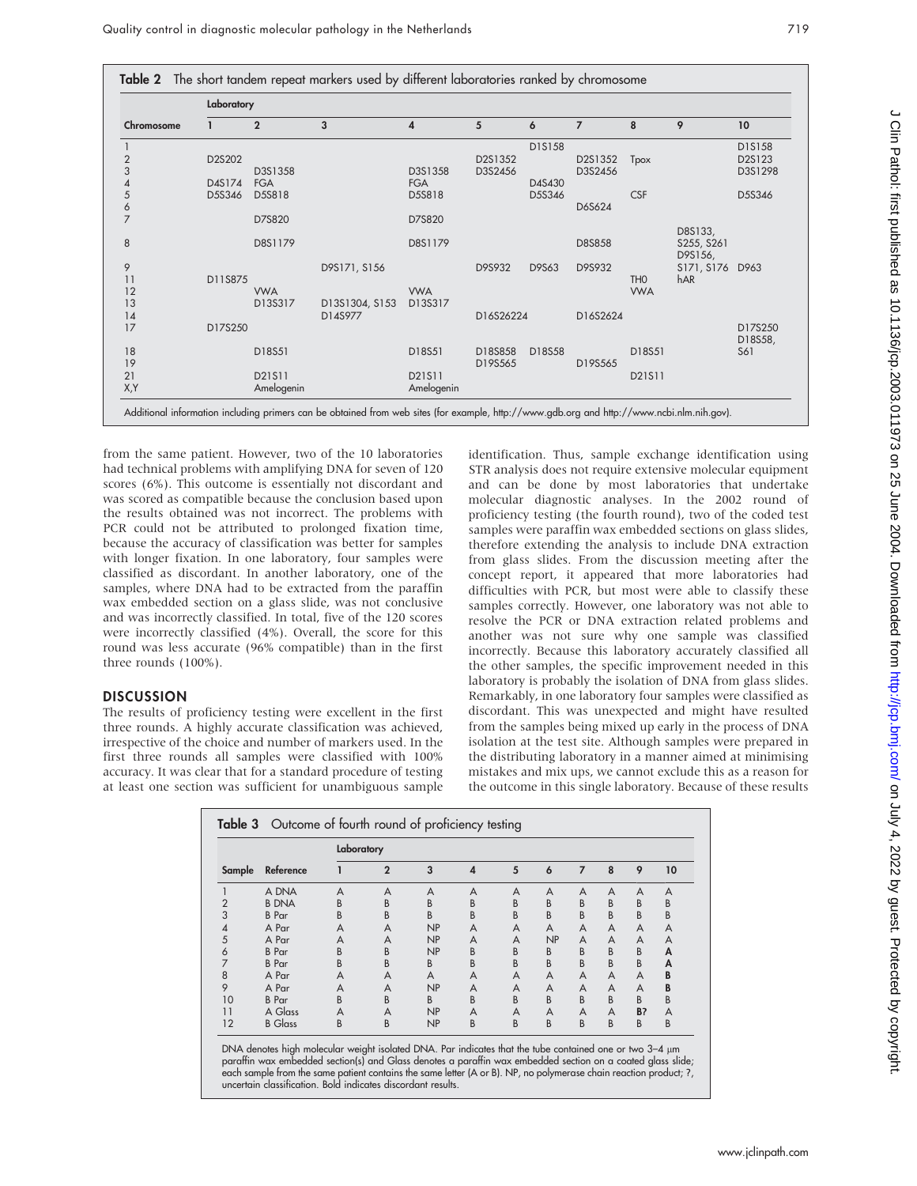**Table 2** The short tandem repeat markers used by different laboratories ranked by chromosome

| Chromosome | Laboratory 1 | 2 | 3 | 4 | 5 | 6 | 7 | 8 | 9 | 10 |
|---|---|---|---|---|---|---|---|---|---|---|
| 1 | | | | | | D1S158 | | | | D1S158 |
| 2 | D2S202 | | | | D2S1352 | | D2S1352 | Tpox | | D2S123 |
| 3 | | D3S1358 | | D3S1358 | D3S2456 | | D3S2456 | | | D3S1298 |
| 4 | D4S174 | FGA | | FGA | | D4S430 | | | | |
| 5 | D5S346 | D5S818 | | D5S818 | | D5S346 | | CSF | | D5S346 |
| 6 | | | | | | | D6S624 | | | |
| 7 | | D7S820 | | D7S820 | | | | | | |
| 8 | | D8S1179 | | D8S1179 | | | D8S858 | | D8S133, S255, S261 | |
| 9 | | | D9S171, S156 | | D9S932 | D9S63 | D9S932 | | D9S156, S171, S176 | D963 |
| 11 | D11S875 | | | | | | | TH0 | hAR | |
| 12 | | VWA | | VWA | | | | VWA | | |
| 13 | | D13S317 | D13S1304, S153 | D13S317 | | | | | | |
| 14 | | | D14S977 | | D16S26224 | | D16S2624 | | | |
| 17 | D17S250 | | | | | | | | | D17S250 |
| 18 | | D18S51 | | D18S51 | D18S858 | D18S58 | | D18S51 | | D18S58, S61 |
| 19 | | | | | D19S565 | | D19S565 | | | |
| 21 | | D21S11 | | D21S11 | | | | D21S11 | | |
| X,Y | | Amelogenin | | Amelogenin | | | | | | |

Additional information including primers can be obtained from web sites (for example, http://www.gdb.org and http://www.ncbi.nlm.nih.gov).

from the same patient. However, two of the 10 laboratories had technical problems with amplifying DNA for seven of 120 scores (6%). This outcome is essentially not discordant and was scored as compatible because the conclusion based upon the results obtained was not incorrect. The problems with PCR could not be attributed to prolonged fixation time, because the accuracy of classification was better for samples with longer fixation. In one laboratory, four samples were classified as discordant. In another laboratory, one of the samples, where DNA had to be extracted from the paraffin wax embedded section on a glass slide, was not conclusive and was incorrectly classified. In total, five of the 120 scores were incorrectly classified (4%). Overall, the score for this round was less accurate (96% compatible) than in the first three rounds (100%).

## DISCUSSION

The results of proficiency testing were excellent in the first three rounds. A highly accurate classification was achieved, irrespective of the choice and number of markers used. In the first three rounds all samples were classified with 100% accuracy. It was clear that for a standard procedure of testing at least one section was sufficient for unambiguous sample identification. Thus, sample exchange identification using STR analysis does not require extensive molecular equipment and can be done by most laboratories that undertake molecular diagnostic analyses. In the 2002 round of proficiency testing (the fourth round), two of the coded test samples were paraffin wax embedded sections on glass slides, therefore extending the analysis to include DNA extraction from glass slides. From the discussion meeting after the concept report, it appeared that more laboratories had difficulties with PCR, but most were able to classify these samples correctly. However, one laboratory was not able to resolve the PCR or DNA extraction related problems and another was not sure why one sample was classified incorrectly. Because this laboratory accurately classified all the other samples, the specific improvement needed in this laboratory is probably the isolation of DNA from glass slides. Remarkably, in one laboratory four samples were classified as discordant. This was unexpected and might have resulted from the samples being mixed up early in the process of DNA isolation at the test site. Although samples were prepared in the distributing laboratory in a manner aimed at minimising mistakes and mix ups, we cannot exclude this as a reason for the outcome in this single laboratory. Because of these results

**Table 3** Outcome of fourth round of proficiency testing

| Sample | Reference | Laboratory 1 | 2 | 3 | 4 | 5 | 6 | 7 | 8 | 9 | 10 |
|---|---|---|---|---|---|---|---|---|---|---|---|
| 1 | A DNA | A | A | A | A | A | A | A | A | A | A |
| 2 | B DNA | B | B | B | B | B | B | B | B | B | B |
| 3 | B Par | B | B | B | B | B | B | B | B | B | B |
| 4 | A Par | A | A | NP | A | A | A | A | A | A | A |
| 5 | A Par | A | A | NP | A | A | NP | A | A | A | A |
| 6 | B Par | B | B | NP | B | B | B | B | B | B | **A** |
| 7 | B Par | B | B | B | B | B | B | B | B | B | **A** |
| 8 | A Par | A | A | A | A | A | A | A | A | A | **B** |
| 9 | A Par | A | A | NP | A | A | A | A | A | A | **B** |
| 10 | B Par | B | B | B | B | B | B | B | B | B | B |
| 11 | A Glass | A | A | NP | A | A | A | A | A | **B?** | A |
| 12 | B Glass | B | B | NP | B | B | B | B | B | B | B |

DNA denotes high molecular weight isolated DNA. Par indicates that the tube contained one or two 3–4 μm paraffin wax embedded section(s) and Glass denotes a paraffin wax embedded section on a coated glass slide; each sample from the same patient contains the same letter (A or B). NP, no polymerase chain reaction product; ?, uncertain classification. Bold indicates discordant results.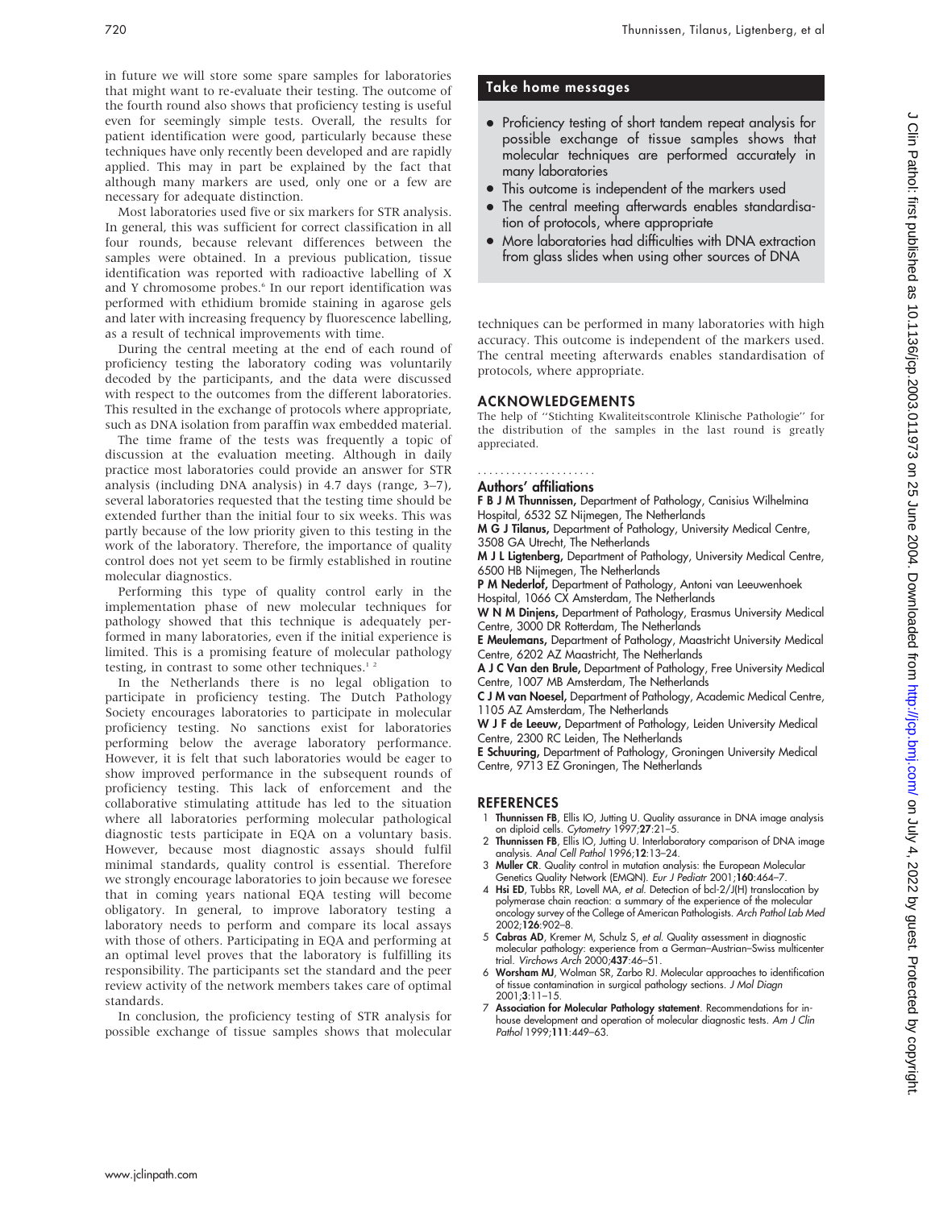in future we will store some spare samples for laboratories that might want to re-evaluate their testing. The outcome of the fourth round also shows that proficiency testing is useful even for seemingly simple tests. Overall, the results for patient identification were good, particularly because these techniques have only recently been developed and are rapidly applied. This may in part be explained by the fact that although many markers are used, only one or a few are necessary for adequate distinction.

Most laboratories used five or six markers for STR analysis. In general, this was sufficient for correct classification in all four rounds, because relevant differences between the samples were obtained. In a previous publication, tissue identification was reported with radioactive labelling of X and Y chromosome probes.[6] In our report identification was performed with ethidium bromide staining in agarose gels and later with increasing frequency by fluorescence labelling, as a result of technical improvements with time.

During the central meeting at the end of each round of proficiency testing the laboratory coding was voluntarily decoded by the participants, and the data were discussed with respect to the outcomes from the different laboratories. This resulted in the exchange of protocols where appropriate, such as DNA isolation from paraffin wax embedded material.

The time frame of the tests was frequently a topic of discussion at the evaluation meeting. Although in daily practice most laboratories could provide an answer for STR analysis (including DNA analysis) in 4.7 days (range, 3–7), several laboratories requested that the testing time should be extended further than the initial four to six weeks. This was partly because of the low priority given to this testing in the work of the laboratory. Therefore, the importance of quality control does not yet seem to be firmly established in routine molecular diagnostics.

Performing this type of quality control early in the implementation phase of new molecular techniques for pathology showed that this technique is adequately performed in many laboratories, even if the initial experience is limited. This is a promising feature of molecular pathology testing, in contrast to some other techniques.[1 2]

In the Netherlands there is no legal obligation to participate in proficiency testing. The Dutch Pathology Society encourages laboratories to participate in molecular proficiency testing. No sanctions exist for laboratories performing below the average laboratory performance. However, it is felt that such laboratories would be eager to show improved performance in the subsequent rounds of proficiency testing. This lack of enforcement and the collaborative stimulating attitude has led to the situation where all laboratories performing molecular pathological diagnostic tests participate in EQA on a voluntary basis. However, because most diagnostic assays should fulfil minimal standards, quality control is essential. Therefore we strongly encourage laboratories to join because we foresee that in coming years national EQA testing will become obligatory. In general, to improve laboratory testing a laboratory needs to perform and compare its local assays with those of others. Participating in EQA and performing at an optimal level proves that the laboratory is fulfilling its responsibility. The participants set the standard and the peer review activity of the network members takes care of optimal standards.

In conclusion, the proficiency testing of STR analysis for possible exchange of tissue samples shows that molecular techniques can be performed in many laboratories with high accuracy. This outcome is independent of the markers used. The central meeting afterwards enables standardisation of protocols, where appropriate.

## Take home messages

- Proficiency testing of short tandem repeat analysis for possible exchange of tissue samples shows that molecular techniques are performed accurately in many laboratories
- This outcome is independent of the markers used
- The central meeting afterwards enables standardisation of protocols, where appropriate
- More laboratories had difficulties with DNA extraction from glass slides when using other sources of DNA

## ACKNOWLEDGEMENTS

The help of "Stichting Kwaliteitscontrole Klinische Pathologie" for the distribution of the samples in the last round is greatly appreciated.

### Authors' affiliations

**F B J M Thunnissen,** Department of Pathology, Canisius Wilhelmina Hospital, 6532 SZ Nijmegen, The Netherlands
**M G J Tilanus,** Department of Pathology, University Medical Centre, 3508 GA Utrecht, The Netherlands
**M J L Ligtenberg,** Department of Pathology, University Medical Centre, 6500 HB Nijmegen, The Netherlands
**P M Nederlof,** Department of Pathology, Antoni van Leeuwenhoek Hospital, 1066 CX Amsterdam, The Netherlands
**W N M Dinjens,** Department of Pathology, Erasmus University Medical Centre, 3000 DR Rotterdam, The Netherlands
**E Meulemans,** Department of Pathology, Maastricht University Medical Centre, 6202 AZ Maastricht, The Netherlands
**A J C Van den Brule,** Department of Pathology, Free University Medical Centre, 1007 MB Amsterdam, The Netherlands
**C J M van Noesel,** Department of Pathology, Academic Medical Centre, 1105 AZ Amsterdam, The Netherlands
**W J F de Leeuw,** Department of Pathology, Leiden University Medical Centre, 2300 RC Leiden, The Netherlands
**E Schuuring,** Department of Pathology, Groningen University Medical Centre, 9713 EZ Groningen, The Netherlands

## REFERENCES

1. **Thunnissen FB**, Ellis IO, Jutting U. Quality assurance in DNA image analysis on diploid cells. *Cytometry* 1997;**27**:21–5.
2. **Thunnissen FB**, Ellis IO, Jutting U. Interlaboratory comparison of DNA image analysis. *Anal Cell Pathol* 1996;**12**:13–24.
3. **Muller CR**. Quality control in mutation analysis: the European Molecular Genetics Quality Network (EMQN). *Eur J Pediatr* 2001;**160**:464–7.
4. **Hsi ED**, Tubbs RR, Lovell MA, *et al*. Detection of bcl-2/J(H) translocation by polymerase chain reaction: a summary of the experience of the molecular oncology survey of the College of American Pathologists. *Arch Pathol Lab Med* 2002;**126**:902–8.
5. **Cabras AD**, Kremer M, Schulz S, *et al*. Quality assessment in diagnostic molecular pathology: experience from a German–Austrian–Swiss multicenter trial. *Virchows Arch* 2000;**437**:46–51.
6. **Worsham MJ**, Wolman SR, Zarbo RJ. Molecular approaches to identification of tissue contamination in surgical pathology sections. *J Mol Diagn* 2001;**3**:11–15.
7. **Association for Molecular Pathology statement**. Recommendations for in-house development and operation of molecular diagnostic tests. *Am J Clin Pathol* 1999;**111**:449–63.